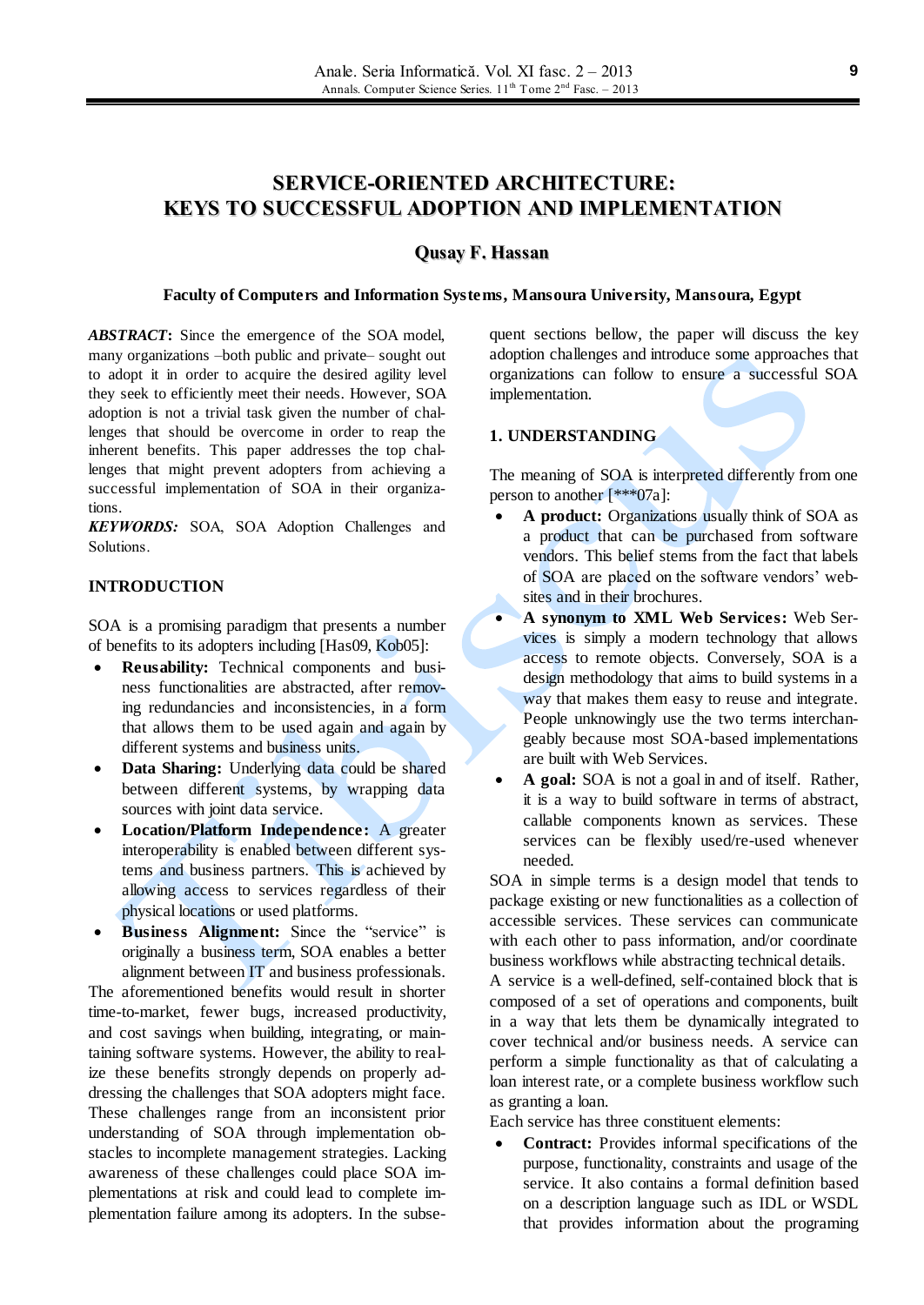# SERVICE-ORIENTED ARCHITECTURE: KEYS TO SUCCESSFUL ADOPTION AND IMPLEMENTATION

**Qusay F. Hassan**

**Faculty of Computers and Information Systems, Mansoura University, Mansoura, Egypt**

***ABSTRACT*:** Since the emergence of the SOA model, many organizations –both public and private– sought out to adopt it in order to acquire the desired agility level they seek to efficiently meet their needs. However, SOA adoption is not a trivial task given the number of challenges that should be overcome in order to reap the inherent benefits. This paper addresses the top challenges that might prevent adopters from achieving a successful implementation of SOA in their organizations.

***KEYWORDS:*** SOA, SOA Adoption Challenges and Solutions.

## INTRODUCTION

SOA is a promising paradigm that presents a number of benefits to its adopters including [Has09, Kob05]:

- **Reusability:** Technical components and business functionalities are abstracted, after removing redundancies and inconsistencies, in a form that allows them to be used again and again by different systems and business units.
- **Data Sharing:** Underlying data could be shared between different systems, by wrapping data sources with joint data service.
- **Location/Platform Independence:** A greater interoperability is enabled between different systems and business partners. This is achieved by allowing access to services regardless of their physical locations or used platforms.
- **Business Alignment:** Since the "service" is originally a business term, SOA enables a better alignment between IT and business professionals.

The aforementioned benefits would result in shorter time-to-market, fewer bugs, increased productivity, and cost savings when building, integrating, or maintaining software systems. However, the ability to realize these benefits strongly depends on properly addressing the challenges that SOA adopters might face. These challenges range from an inconsistent prior understanding of SOA through implementation obstacles to incomplete management strategies. Lacking awareness of these challenges could place SOA implementations at risk and could lead to complete implementation failure among its adopters. In the subsequent sections bellow, the paper will discuss the key adoption challenges and introduce some approaches that organizations can follow to ensure a successful SOA implementation.

## 1. UNDERSTANDING

The meaning of SOA is interpreted differently from one person to another [***07a]:

- **A product:** Organizations usually think of SOA as a product that can be purchased from software vendors. This belief stems from the fact that labels of SOA are placed on the software vendors' websites and in their brochures.
- **A synonym to XML Web Services:** Web Services is simply a modern technology that allows access to remote objects. Conversely, SOA is a design methodology that aims to build systems in a way that makes them easy to reuse and integrate. People unknowingly use the two terms interchangeably because most SOA-based implementations are built with Web Services.
- **A goal:** SOA is not a goal in and of itself. Rather, it is a way to build software in terms of abstract, callable components known as services. These services can be flexibly used/re-used whenever needed.

SOA in simple terms is a design model that tends to package existing or new functionalities as a collection of accessible services. These services can communicate with each other to pass information, and/or coordinate business workflows while abstracting technical details.

A service is a well-defined, self-contained block that is composed of a set of operations and components, built in a way that lets them be dynamically integrated to cover technical and/or business needs. A service can perform a simple functionality as that of calculating a loan interest rate, or a complete business workflow such as granting a loan.

Each service has three constituent elements:

- **Contract:** Provides informal specifications of the purpose, functionality, constraints and usage of the service. It also contains a formal definition based on a description language such as IDL or WSDL that provides information about the programing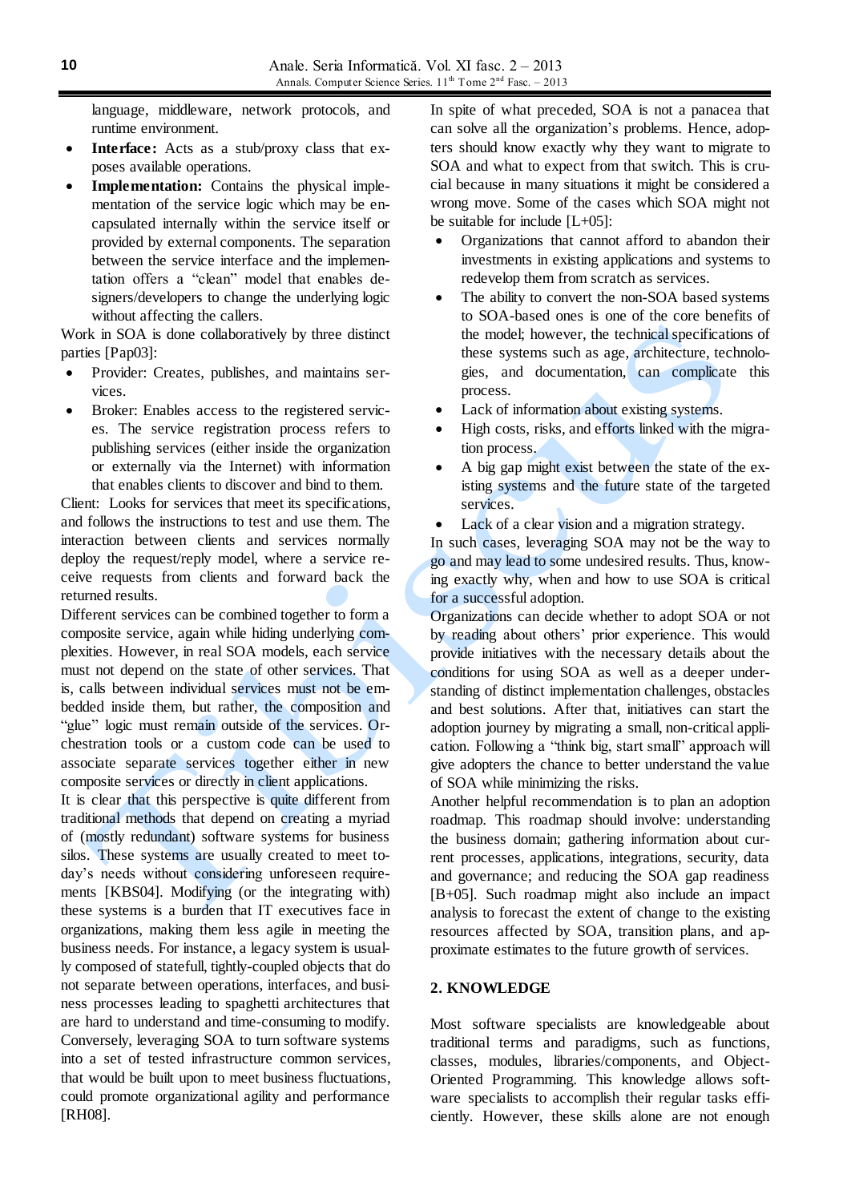language, middleware, network protocols, and runtime environment.

- **Interface:** Acts as a stub/proxy class that exposes available operations.
- **Implementation:** Contains the physical implementation of the service logic which may be encapsulated internally within the service itself or provided by external components. The separation between the service interface and the implementation offers a "clean" model that enables designers/developers to change the underlying logic without affecting the callers.

Work in SOA is done collaboratively by three distinct parties [Pap03]:

- Provider: Creates, publishes, and maintains services.
- Broker: Enables access to the registered services. The service registration process refers to publishing services (either inside the organization or externally via the Internet) with information that enables clients to discover and bind to them.

Client: Looks for services that meet its specifications, and follows the instructions to test and use them. The interaction between clients and services normally deploy the request/reply model, where a service receive requests from clients and forward back the returned results.

Different services can be combined together to form a composite service, again while hiding underlying complexities. However, in real SOA models, each service must not depend on the state of other services. That is, calls between individual services must not be embedded inside them, but rather, the composition and "glue" logic must remain outside of the services. Orchestration tools or a custom code can be used to associate separate services together either in new composite services or directly in client applications.

It is clear that this perspective is quite different from traditional methods that depend on creating a myriad of (mostly redundant) software systems for business silos. These systems are usually created to meet today's needs without considering unforeseen requirements [KBS04]. Modifying (or the integrating with) these systems is a burden that IT executives face in organizations, making them less agile in meeting the business needs. For instance, a legacy system is usually composed of statefull, tightly-coupled objects that do not separate between operations, interfaces, and business processes leading to spaghetti architectures that are hard to understand and time-consuming to modify. Conversely, leveraging SOA to turn software systems into a set of tested infrastructure common services, that would be built upon to meet business fluctuations, could promote organizational agility and performance [RH08].

In spite of what preceded, SOA is not a panacea that can solve all the organization's problems. Hence, adopters should know exactly why they want to migrate to SOA and what to expect from that switch. This is crucial because in many situations it might be considered a wrong move. Some of the cases which SOA might not be suitable for include [L+05]:

- Organizations that cannot afford to abandon their investments in existing applications and systems to redevelop them from scratch as services.
- The ability to convert the non-SOA based systems to SOA-based ones is one of the core benefits of the model; however, the technical specifications of these systems such as age, architecture, technologies, and documentation, can complicate this process.
- Lack of information about existing systems.
- High costs, risks, and efforts linked with the migration process.
- A big gap might exist between the state of the existing systems and the future state of the targeted services.
- Lack of a clear vision and a migration strategy.

In such cases, leveraging SOA may not be the way to go and may lead to some undesired results. Thus, knowing exactly why, when and how to use SOA is critical for a successful adoption.

Organizations can decide whether to adopt SOA or not by reading about others' prior experience. This would provide initiatives with the necessary details about the conditions for using SOA as well as a deeper understanding of distinct implementation challenges, obstacles and best solutions. After that, initiatives can start the adoption journey by migrating a small, non-critical application. Following a "think big, start small" approach will give adopters the chance to better understand the value of SOA while minimizing the risks.

Another helpful recommendation is to plan an adoption roadmap. This roadmap should involve: understanding the business domain; gathering information about current processes, applications, integrations, security, data and governance; and reducing the SOA gap readiness [B+05]. Such roadmap might also include an impact analysis to forecast the extent of change to the existing resources affected by SOA, transition plans, and approximate estimates to the future growth of services.

## 2. KNOWLEDGE

Most software specialists are knowledgeable about traditional terms and paradigms, such as functions, classes, modules, libraries/components, and Object-Oriented Programming. This knowledge allows software specialists to accomplish their regular tasks efficiently. However, these skills alone are not enough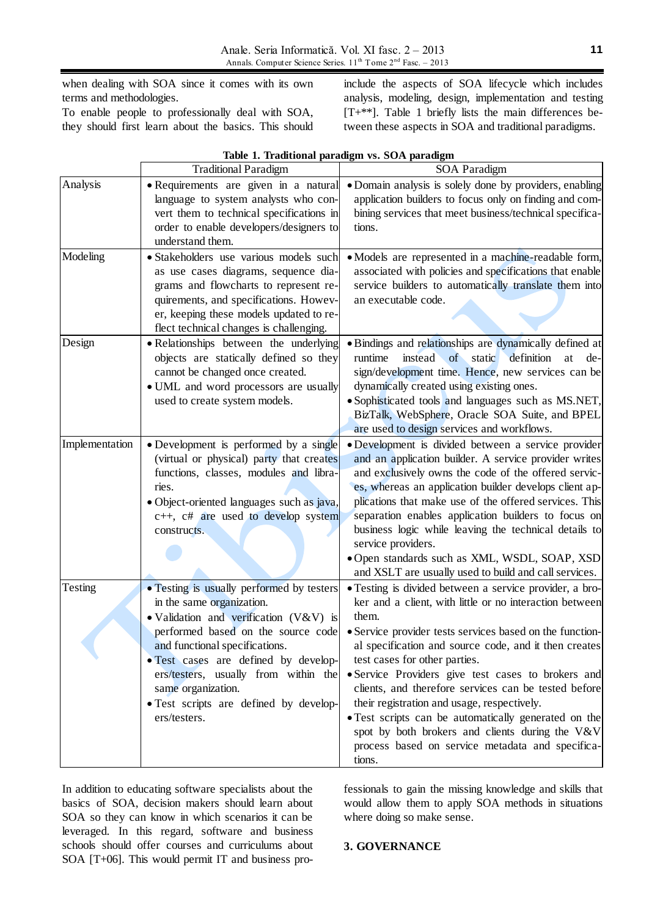when dealing with SOA since it comes with its own terms and methodologies.

To enable people to professionally deal with SOA, they should first learn about the basics. This should include the aspects of SOA lifecycle which includes analysis, modeling, design, implementation and testing [T+**]. Table 1 briefly lists the main differences between these aspects in SOA and traditional paradigms.

**Table 1. Traditional paradigm vs. SOA paradigm**

| | Traditional Paradigm | SOA Paradigm |
|---|---|---|
| Analysis | • Requirements are given in a natural language to system analysts who convert them to technical specifications in order to enable developers/designers to understand them. | • Domain analysis is solely done by providers, enabling application builders to focus only on finding and combining services that meet business/technical specifications. |
| Modeling | • Stakeholders use various models such as use cases diagrams, sequence diagrams and flowcharts to represent requirements, and specifications. However, keeping these models updated to reflect technical changes is challenging. | • Models are represented in a machine-readable form, associated with policies and specifications that enable service builders to automatically translate them into an executable code. |
| Design | • Relationships between the underlying objects are statically defined so they cannot be changed once created.<br>• UML and word processors are usually used to create system models. | • Bindings and relationships are dynamically defined at runtime instead of static definition at design/development time. Hence, new services can be dynamically created using existing ones.<br>• Sophisticated tools and languages such as MS.NET, BizTalk, WebSphere, Oracle SOA Suite, and BPEL are used to design services and workflows. |
| Implementation | • Development is performed by a single (virtual or physical) party that creates functions, classes, modules and libraries.<br>• Object-oriented languages such as java, c++, c# are used to develop system constructs. | • Development is divided between a service provider and an application builder. A service provider writes and exclusively owns the code of the offered services, whereas an application builder develops client applications that make use of the offered services. This separation enables application builders to focus on business logic while leaving the technical details to service providers.<br>• Open standards such as XML, WSDL, SOAP, XSD and XSLT are usually used to build and call services. |
| Testing | • Testing is usually performed by testers in the same organization.<br>• Validation and verification (V&V) is performed based on the source code and functional specifications.<br>• Test cases are defined by developers/testers, usually from within the same organization.<br>• Test scripts are defined by developers/testers. | • Testing is divided between a service provider, a broker and a client, with little or no interaction between them.<br>• Service provider tests services based on the functional specification and source code, and it then creates test cases for other parties.<br>• Service Providers give test cases to brokers and clients, and therefore services can be tested before their registration and usage, respectively.<br>• Test scripts can be automatically generated on the spot by both brokers and clients during the V&V process based on service metadata and specifications. |

In addition to educating software specialists about the basics of SOA, decision makers should learn about SOA so they can know in which scenarios it can be leveraged. In this regard, software and business schools should offer courses and curriculums about SOA [T+06]. This would permit IT and business professionals to gain the missing knowledge and skills that would allow them to apply SOA methods in situations where doing so make sense.

## 3. GOVERNANCE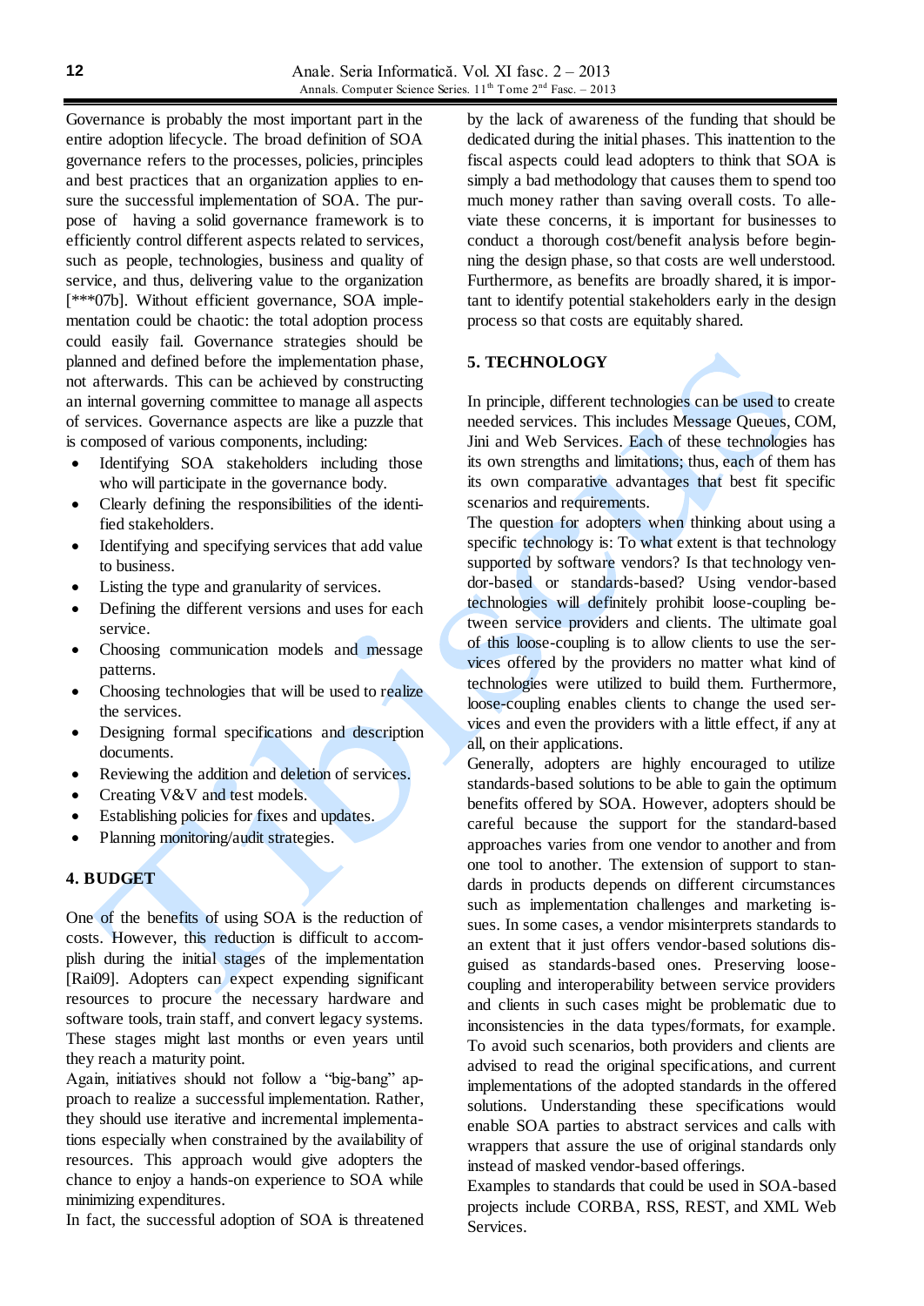Governance is probably the most important part in the entire adoption lifecycle. The broad definition of SOA governance refers to the processes, policies, principles and best practices that an organization applies to ensure the successful implementation of SOA. The purpose of having a solid governance framework is to efficiently control different aspects related to services, such as people, technologies, business and quality of service, and thus, delivering value to the organization [***07b]. Without efficient governance, SOA implementation could be chaotic: the total adoption process could easily fail. Governance strategies should be planned and defined before the implementation phase, not afterwards. This can be achieved by constructing an internal governing committee to manage all aspects of services. Governance aspects are like a puzzle that is composed of various components, including:

- Identifying SOA stakeholders including those who will participate in the governance body.
- Clearly defining the responsibilities of the identified stakeholders.
- Identifying and specifying services that add value to business.
- Listing the type and granularity of services.
- Defining the different versions and uses for each service.
- Choosing communication models and message patterns.
- Choosing technologies that will be used to realize the services.
- Designing formal specifications and description documents.
- Reviewing the addition and deletion of services.
- Creating V&V and test models.
- Establishing policies for fixes and updates.
- Planning monitoring/audit strategies.

## 4. BUDGET

One of the benefits of using SOA is the reduction of costs. However, this reduction is difficult to accomplish during the initial stages of the implementation [Rai09]. Adopters can expect expending significant resources to procure the necessary hardware and software tools, train staff, and convert legacy systems. These stages might last months or even years until they reach a maturity point.

Again, initiatives should not follow a "big-bang" approach to realize a successful implementation. Rather, they should use iterative and incremental implementations especially when constrained by the availability of resources. This approach would give adopters the chance to enjoy a hands-on experience to SOA while minimizing expenditures.

In fact, the successful adoption of SOA is threatened by the lack of awareness of the funding that should be dedicated during the initial phases. This inattention to the fiscal aspects could lead adopters to think that SOA is simply a bad methodology that causes them to spend too much money rather than saving overall costs. To alleviate these concerns, it is important for businesses to conduct a thorough cost/benefit analysis before beginning the design phase, so that costs are well understood. Furthermore, as benefits are broadly shared, it is important to identify potential stakeholders early in the design process so that costs are equitably shared.

## 5. TECHNOLOGY

In principle, different technologies can be used to create needed services. This includes Message Queues, COM, Jini and Web Services. Each of these technologies has its own strengths and limitations; thus, each of them has its own comparative advantages that best fit specific scenarios and requirements.

The question for adopters when thinking about using a specific technology is: To what extent is that technology supported by software vendors? Is that technology vendor-based or standards-based? Using vendor-based technologies will definitely prohibit loose-coupling between service providers and clients. The ultimate goal of this loose-coupling is to allow clients to use the services offered by the providers no matter what kind of technologies were utilized to build them. Furthermore, loose-coupling enables clients to change the used services and even the providers with a little effect, if any at all, on their applications.

Generally, adopters are highly encouraged to utilize standards-based solutions to be able to gain the optimum benefits offered by SOA. However, adopters should be careful because the support for the standard-based approaches varies from one vendor to another and from one tool to another. The extension of support to standards in products depends on different circumstances such as implementation challenges and marketing issues. In some cases, a vendor misinterprets standards to an extent that it just offers vendor-based solutions disguised as standards-based ones. Preserving loose-coupling and interoperability between service providers and clients in such cases might be problematic due to inconsistencies in the data types/formats, for example.

To avoid such scenarios, both providers and clients are advised to read the original specifications, and current implementations of the adopted standards in the offered solutions. Understanding these specifications would enable SOA parties to abstract services and calls with wrappers that assure the use of original standards only instead of masked vendor-based offerings.

Examples to standards that could be used in SOA-based projects include CORBA, RSS, REST, and XML Web Services.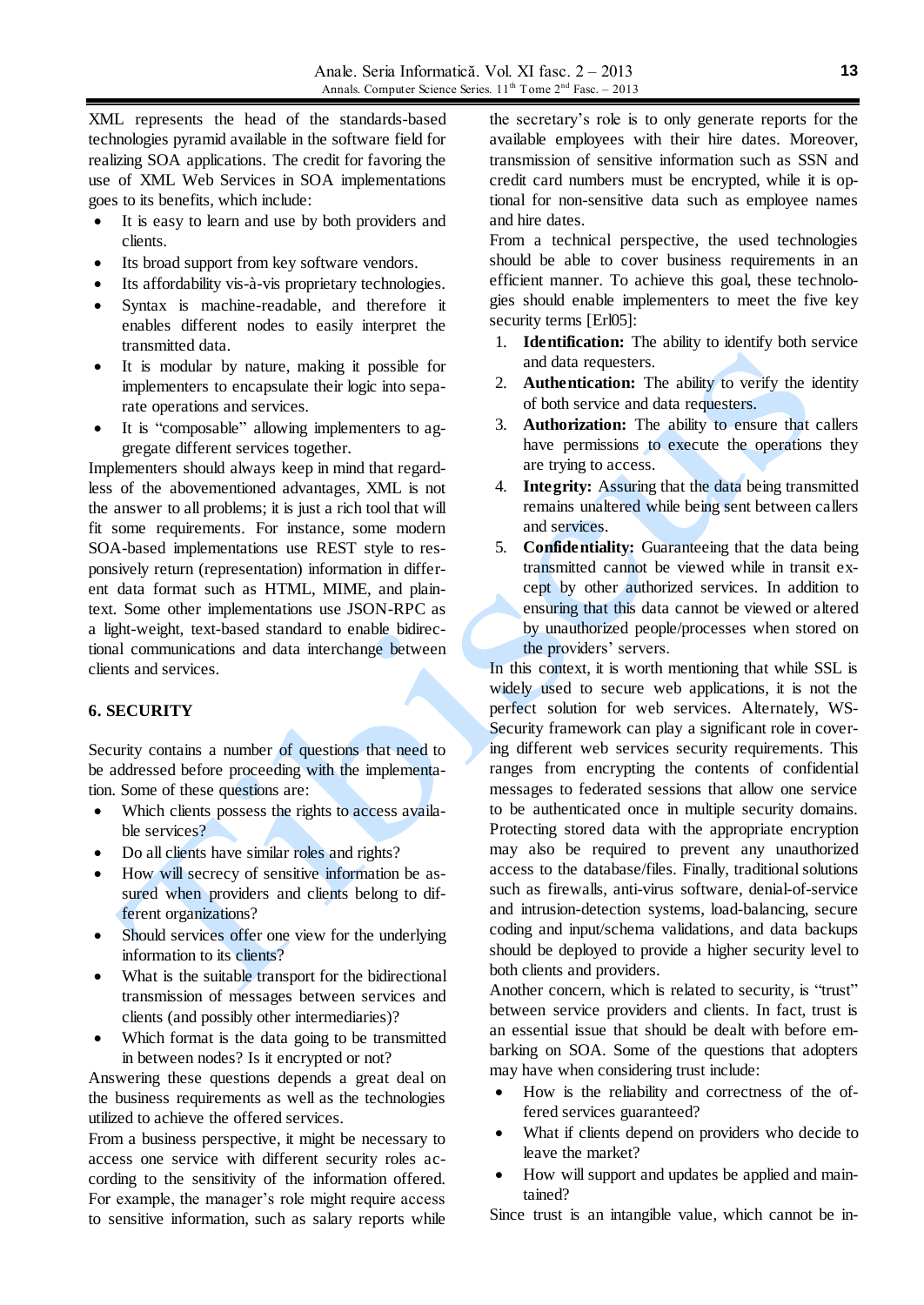XML represents the head of the standards-based technologies pyramid available in the software field for realizing SOA applications. The credit for favoring the use of XML Web Services in SOA implementations goes to its benefits, which include:

- It is easy to learn and use by both providers and clients.
- Its broad support from key software vendors.
- Its affordability vis-à-vis proprietary technologies.
- Syntax is machine-readable, and therefore it enables different nodes to easily interpret the transmitted data.
- It is modular by nature, making it possible for implementers to encapsulate their logic into separate operations and services.
- It is "composable" allowing implementers to aggregate different services together.

Implementers should always keep in mind that regardless of the abovementioned advantages, XML is not the answer to all problems; it is just a rich tool that will fit some requirements. For instance, some modern SOA-based implementations use REST style to responsively return (representation) information in different data format such as HTML, MIME, and plain-text. Some other implementations use JSON-RPC as a light-weight, text-based standard to enable bidirectional communications and data interchange between clients and services.

## 6. SECURITY

Security contains a number of questions that need to be addressed before proceeding with the implementation. Some of these questions are:

- Which clients possess the rights to access available services?
- Do all clients have similar roles and rights?
- How will secrecy of sensitive information be assured when providers and clients belong to different organizations?
- Should services offer one view for the underlying information to its clients?
- What is the suitable transport for the bidirectional transmission of messages between services and clients (and possibly other intermediaries)?
- Which format is the data going to be transmitted in between nodes? Is it encrypted or not?

Answering these questions depends a great deal on the business requirements as well as the technologies utilized to achieve the offered services.

From a business perspective, it might be necessary to access one service with different security roles according to the sensitivity of the information offered. For example, the manager's role might require access to sensitive information, such as salary reports while the secretary's role is to only generate reports for the available employees with their hire dates. Moreover, transmission of sensitive information such as SSN and credit card numbers must be encrypted, while it is optional for non-sensitive data such as employee names and hire dates.

From a technical perspective, the used technologies should be able to cover business requirements in an efficient manner. To achieve this goal, these technologies should enable implementers to meet the five key security terms [Erl05]:

1. **Identification:** The ability to identify both service and data requesters.
2. **Authentication:** The ability to verify the identity of both service and data requesters.
3. **Authorization:** The ability to ensure that callers have permissions to execute the operations they are trying to access.
4. **Integrity:** Assuring that the data being transmitted remains unaltered while being sent between callers and services.
5. **Confidentiality:** Guaranteeing that the data being transmitted cannot be viewed while in transit except by other authorized services. In addition to ensuring that this data cannot be viewed or altered by unauthorized people/processes when stored on the providers' servers.

In this context, it is worth mentioning that while SSL is widely used to secure web applications, it is not the perfect solution for web services. Alternately, WS-Security framework can play a significant role in covering different web services security requirements. This ranges from encrypting the contents of confidential messages to federated sessions that allow one service to be authenticated once in multiple security domains. Protecting stored data with the appropriate encryption may also be required to prevent any unauthorized access to the database/files. Finally, traditional solutions such as firewalls, anti-virus software, denial-of-service and intrusion-detection systems, load-balancing, secure coding and input/schema validations, and data backups should be deployed to provide a higher security level to both clients and providers.

Another concern, which is related to security, is "trust" between service providers and clients. In fact, trust is an essential issue that should be dealt with before embarking on SOA. Some of the questions that adopters may have when considering trust include:

- How is the reliability and correctness of the offered services guaranteed?
- What if clients depend on providers who decide to leave the market?
- How will support and updates be applied and maintained?

Since trust is an intangible value, which cannot be in-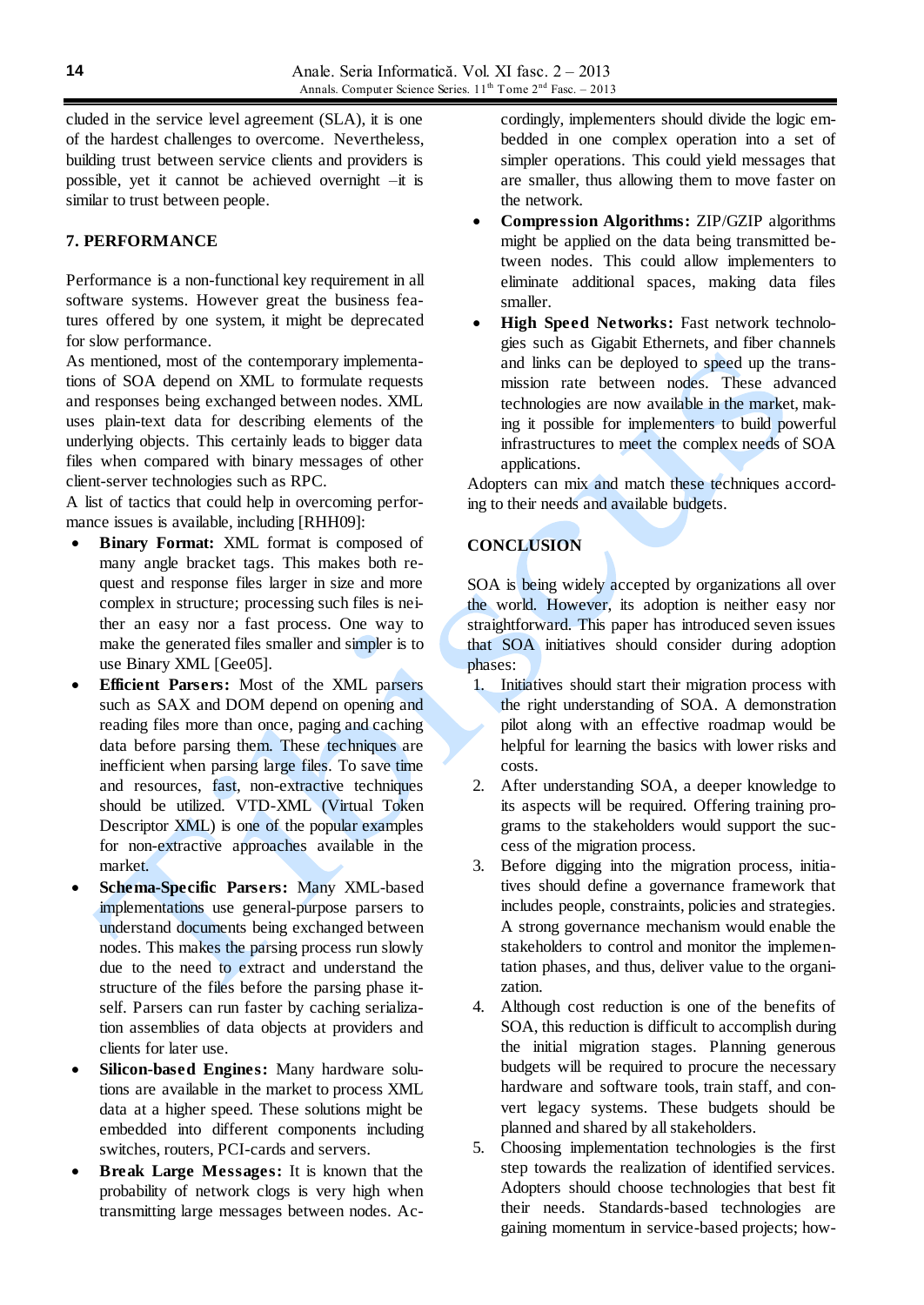cluded in the service level agreement (SLA), it is one of the hardest challenges to overcome. Nevertheless, building trust between service clients and providers is possible, yet it cannot be achieved overnight –it is similar to trust between people.

## 7. PERFORMANCE

Performance is a non-functional key requirement in all software systems. However great the business features offered by one system, it might be deprecated for slow performance.

As mentioned, most of the contemporary implementations of SOA depend on XML to formulate requests and responses being exchanged between nodes. XML uses plain-text data for describing elements of the underlying objects. This certainly leads to bigger data files when compared with binary messages of other client-server technologies such as RPC.

A list of tactics that could help in overcoming performance issues is available, including [RHH09]:

- **Binary Format:** XML format is composed of many angle bracket tags. This makes both request and response files larger in size and more complex in structure; processing such files is neither an easy nor a fast process. One way to make the generated files smaller and simpler is to use Binary XML [Gee05].
- **Efficient Parsers:** Most of the XML parsers such as SAX and DOM depend on opening and reading files more than once, paging and caching data before parsing them. These techniques are inefficient when parsing large files. To save time and resources, fast, non-extractive techniques should be utilized. VTD-XML (Virtual Token Descriptor XML) is one of the popular examples for non-extractive approaches available in the market.
- **Schema-Specific Parsers:** Many XML-based implementations use general-purpose parsers to understand documents being exchanged between nodes. This makes the parsing process run slowly due to the need to extract and understand the structure of the files before the parsing phase itself. Parsers can run faster by caching serialization assemblies of data objects at providers and clients for later use.
- **Silicon-based Engines:** Many hardware solutions are available in the market to process XML data at a higher speed. These solutions might be embedded into different components including switches, routers, PCI-cards and servers.
- **Break Large Messages:** It is known that the probability of network clogs is very high when transmitting large messages between nodes. Accordingly, implementers should divide the logic embedded in one complex operation into a set of simpler operations. This could yield messages that are smaller, thus allowing them to move faster on the network.
- **Compression Algorithms:** ZIP/GZIP algorithms might be applied on the data being transmitted between nodes. This could allow implementers to eliminate additional spaces, making data files smaller.
- **High Speed Networks:** Fast network technologies such as Gigabit Ethernets, and fiber channels and links can be deployed to speed up the transmission rate between nodes. These advanced technologies are now available in the market, making it possible for implementers to build powerful infrastructures to meet the complex needs of SOA applications.

Adopters can mix and match these techniques according to their needs and available budgets.

## CONCLUSION

SOA is being widely accepted by organizations all over the world. However, its adoption is neither easy nor straightforward. This paper has introduced seven issues that SOA initiatives should consider during adoption phases:

1. Initiatives should start their migration process with the right understanding of SOA. A demonstration pilot along with an effective roadmap would be helpful for learning the basics with lower risks and costs.
2. After understanding SOA, a deeper knowledge to its aspects will be required. Offering training programs to the stakeholders would support the success of the migration process.
3. Before digging into the migration process, initiatives should define a governance framework that includes people, constraints, policies and strategies. A strong governance mechanism would enable the stakeholders to control and monitor the implementation phases, and thus, deliver value to the organization.
4. Although cost reduction is one of the benefits of SOA, this reduction is difficult to accomplish during the initial migration stages. Planning generous budgets will be required to procure the necessary hardware and software tools, train staff, and convert legacy systems. These budgets should be planned and shared by all stakeholders.
5. Choosing implementation technologies is the first step towards the realization of identified services. Adopters should choose technologies that best fit their needs. Standards-based technologies are gaining momentum in service-based projects; how-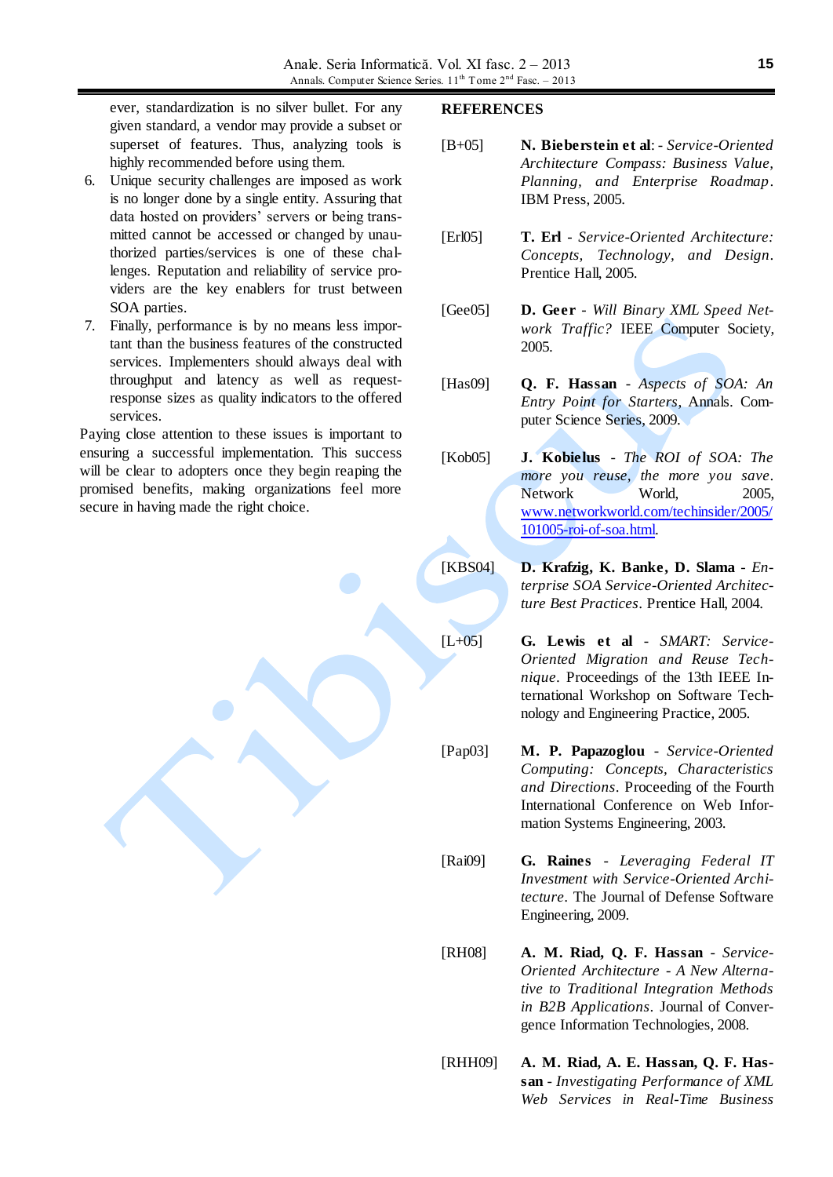ever, standardization is no silver bullet. For any given standard, a vendor may provide a subset or superset of features. Thus, analyzing tools is highly recommended before using them.

6. Unique security challenges are imposed as work is no longer done by a single entity. Assuring that data hosted on providers' servers or being transmitted cannot be accessed or changed by unauthorized parties/services is one of these challenges. Reputation and reliability of service providers are the key enablers for trust between SOA parties.
7. Finally, performance is by no means less important than the business features of the constructed services. Implementers should always deal with throughput and latency as well as request-response sizes as quality indicators to the offered services.

Paying close attention to these issues is important to ensuring a successful implementation. This success will be clear to adopters once they begin reaping the promised benefits, making organizations feel more secure in having made the right choice.

## REFERENCES

[B+05] **N. Bieberstein et al**: - *Service-Oriented Architecture Compass: Business Value, Planning, and Enterprise Roadmap*. IBM Press, 2005.

[Erl05] **T. Erl** - *Service-Oriented Architecture: Concepts, Technology, and Design*. Prentice Hall, 2005.

[Gee05] **D. Geer** - *Will Binary XML Speed Network Traffic?* IEEE Computer Society, 2005.

[Has09] **Q. F. Hassan** - *Aspects of SOA: An Entry Point for Starters*, Annals. Computer Science Series, 2009.

[Kob05] **J. Kobielus** - *The ROI of SOA: The more you reuse, the more you save*. Network World, 2005, www.networkworld.com/techinsider/2005/101005-roi-of-soa.html.

[KBS04] **D. Krafzig, K. Banke, D. Slama** - *Enterprise SOA Service-Oriented Architecture Best Practices*. Prentice Hall, 2004.

[L+05] **G. Lewis et al** - *SMART: Service-Oriented Migration and Reuse Technique*. Proceedings of the 13th IEEE International Workshop on Software Technology and Engineering Practice, 2005.

[Pap03] **M. P. Papazoglou** - *Service-Oriented Computing: Concepts, Characteristics and Directions*. Proceeding of the Fourth International Conference on Web Information Systems Engineering, 2003.

[Rai09] **G. Raines** - *Leveraging Federal IT Investment with Service-Oriented Architecture*. The Journal of Defense Software Engineering, 2009.

[RH08] **A. M. Riad, Q. F. Hassan** - *Service-Oriented Architecture - A New Alternative to Traditional Integration Methods in B2B Applications*. Journal of Convergence Information Technologies, 2008.

[RHH09] **A. M. Riad, A. E. Hassan, Q. F. Hassan** - *Investigating Performance of XML Web Services in Real-Time Business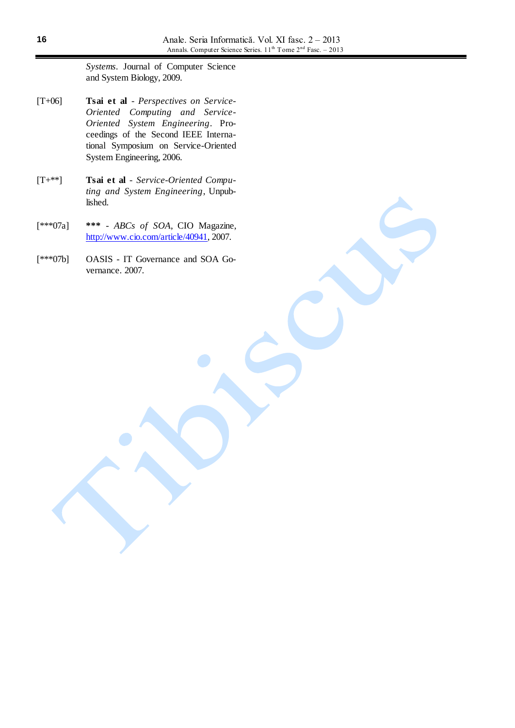*Systems*. Journal of Computer Science and System Biology, 2009.

[T+06] **Tsai et al** - *Perspectives on Service-Oriented Computing and Service-Oriented System Engineering*. Proceedings of the Second IEEE International Symposium on Service-Oriented System Engineering, 2006.

[T+**] **Tsai et al** - *Service-Oriented Computing and System Engineering*, Unpublished.

[***07a] **\*\*\*** - *ABCs of SOA*, CIO Magazine, http://www.cio.com/article/40941, 2007.

[***07b] OASIS - IT Governance and SOA Governance. 2007.